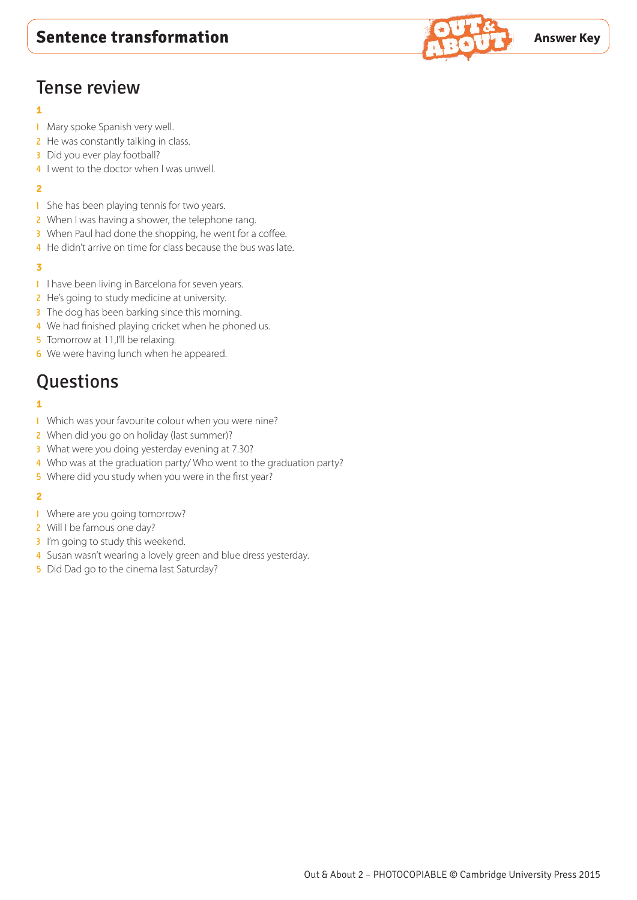# Sentence transformation

**Answer Key**

## Tense review

**1**

1. Mary spoke Spanish very well.
2. He was constantly talking in class.
3. Did you ever play football?
4. I went to the doctor when I was unwell.

**2**

1. She has been playing tennis for two years.
2. When I was having a shower, the telephone rang.
3. When Paul had done the shopping, he went for a coffee.
4. He didn't arrive on time for class because the bus was late.

**3**

1. I have been living in Barcelona for seven years.
2. He's going to study medicine at university.
3. The dog has been barking since this morning.
4. We had finished playing cricket when he phoned us.
5. Tomorrow at 11,I'll be relaxing.
6. We were having lunch when he appeared.

## Questions

**1**

1. Which was your favourite colour when you were nine?
2. When did you go on holiday (last summer)?
3. What were you doing yesterday evening at 7.30?
4. Who was at the graduation party/ Who went to the graduation party?
5. Where did you study when you were in the first year?

**2**

1. Where are you going tomorrow?
2. Will I be famous one day?
3. I'm going to study this weekend.
4. Susan wasn't wearing a lovely green and blue dress yesterday.
5. Did Dad go to the cinema last Saturday?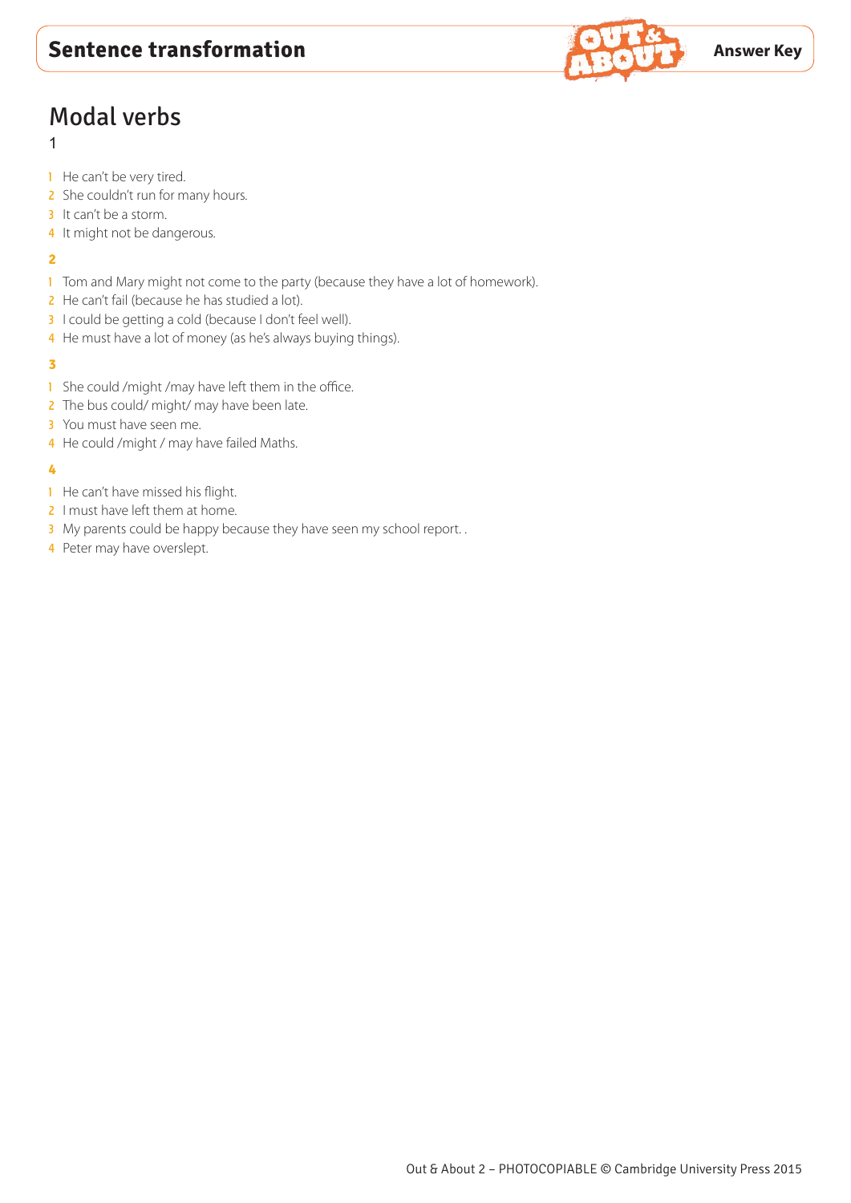# Sentence transformation

**Answer Key**

## Modal verbs

1

1. He can't be very tired.
2. She couldn't run for many hours.
3. It can't be a storm.
4. It might not be dangerous.

**2**

1. Tom and Mary might not come to the party (because they have a lot of homework).
2. He can't fail (because he has studied a lot).
3. I could be getting a cold (because I don't feel well).
4. He must have a lot of money (as he's always buying things).

**3**

1. She could /might /may have left them in the office.
2. The bus could/ might/ may have been late.
3. You must have seen me.
4. He could /might / may have failed Maths.

**4**

1. He can't have missed his flight.
2. I must have left them at home.
3. My parents could be happy because they have seen my school report. .
4. Peter may have overslept.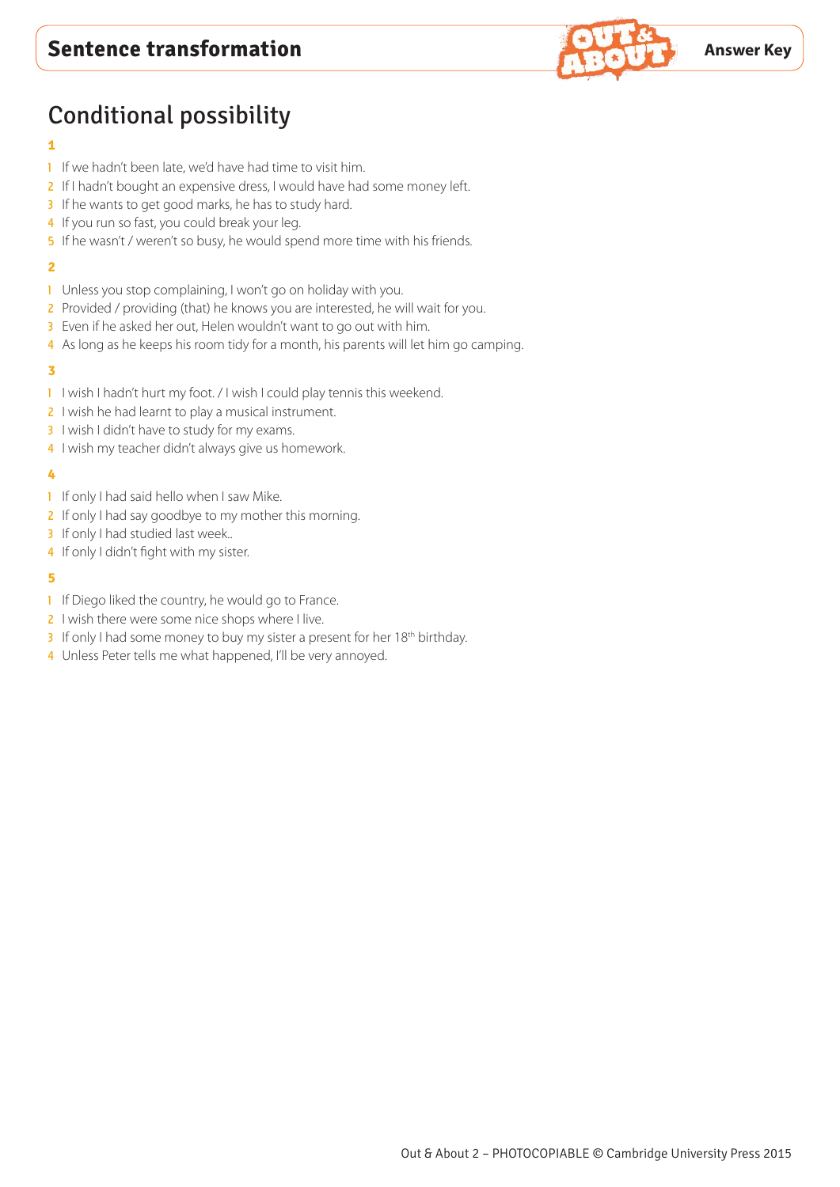# Sentence transformation

**Answer Key**

## Conditional possibility

**1**

1. If we hadn't been late, we'd have had time to visit him.
2. If I hadn't bought an expensive dress, I would have had some money left.
3. If he wants to get good marks, he has to study hard.
4. If you run so fast, you could break your leg.
5. If he wasn't / weren't so busy, he would spend more time with his friends.

**2**

1. Unless you stop complaining, I won't go on holiday with you.
2. Provided / providing (that) he knows you are interested, he will wait for you.
3. Even if he asked her out, Helen wouldn't want to go out with him.
4. As long as he keeps his room tidy for a month, his parents will let him go camping.

**3**

1. I wish I hadn't hurt my foot. / I wish I could play tennis this weekend.
2. I wish he had learnt to play a musical instrument.
3. I wish I didn't have to study for my exams.
4. I wish my teacher didn't always give us homework.

**4**

1. If only I had said hello when I saw Mike.
2. If only I had say goodbye to my mother this morning.
3. If only I had studied last week..
4. If only I didn't fight with my sister.

**5**

1. If Diego liked the country, he would go to France.
2. I wish there were some nice shops where I live.
3. If only I had some money to buy my sister a present for her 18th birthday.
4. Unless Peter tells me what happened, I'll be very annoyed.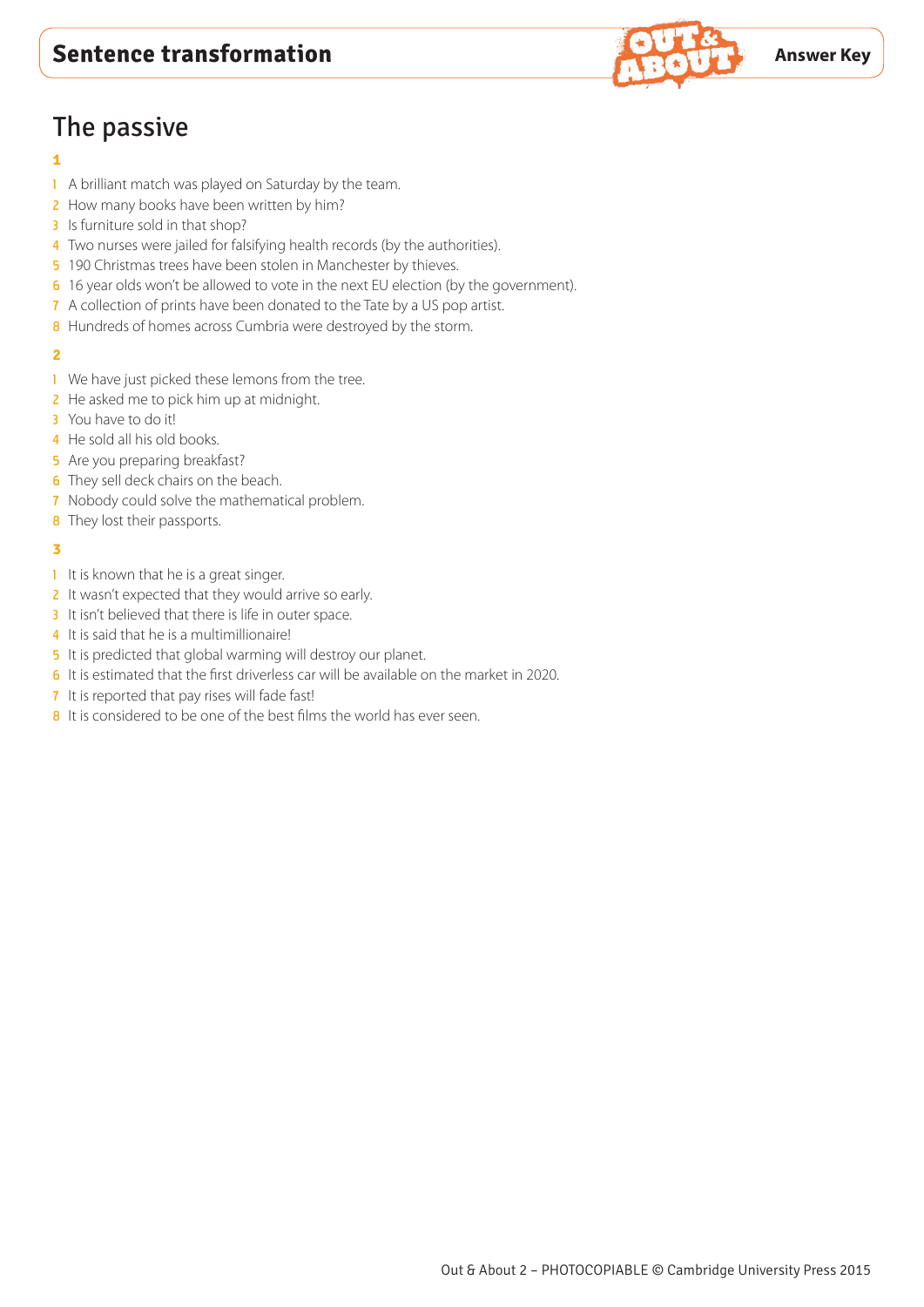# Sentence transformation

**Answer Key**

## The passive

**1**

1. A brilliant match was played on Saturday by the team.
2. How many books have been written by him?
3. Is furniture sold in that shop?
4. Two nurses were jailed for falsifying health records (by the authorities).
5. 190 Christmas trees have been stolen in Manchester by thieves.
6. 16 year olds won't be allowed to vote in the next EU election (by the government).
7. A collection of prints have been donated to the Tate by a US pop artist.
8. Hundreds of homes across Cumbria were destroyed by the storm.

**2**

1. We have just picked these lemons from the tree.
2. He asked me to pick him up at midnight.
3. You have to do it!
4. He sold all his old books.
5. Are you preparing breakfast?
6. They sell deck chairs on the beach.
7. Nobody could solve the mathematical problem.
8. They lost their passports.

**3**

1. It is known that he is a great singer.
2. It wasn't expected that they would arrive so early.
3. It isn't believed that there is life in outer space.
4. It is said that he is a multimillionaire!
5. It is predicted that global warming will destroy our planet.
6. It is estimated that the first driverless car will be available on the market in 2020.
7. It is reported that pay rises will fade fast!
8. It is considered to be one of the best films the world has ever seen.

Out & About 2 – PHOTOCOPIABLE © Cambridge University Press 2015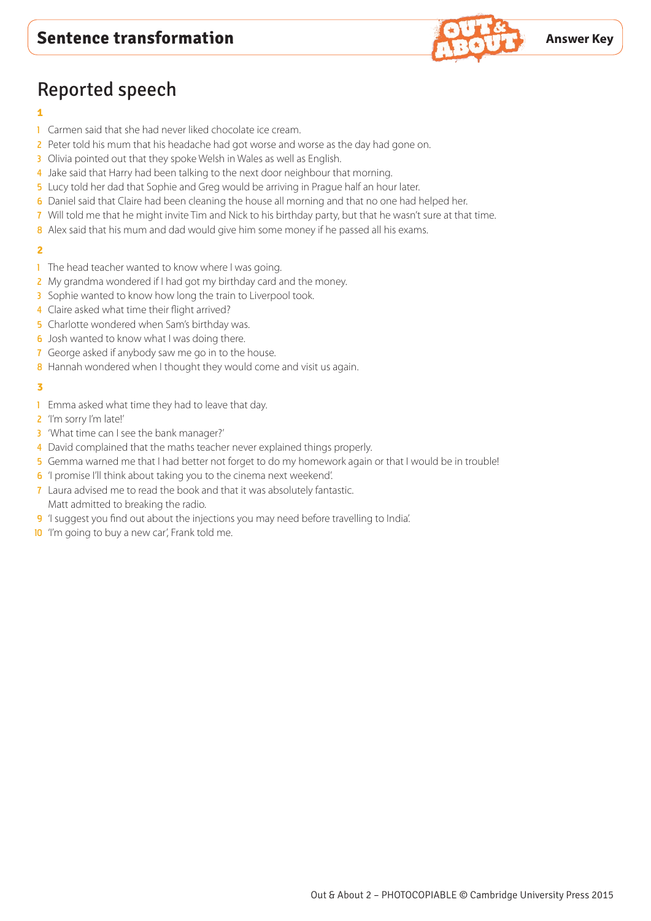# Sentence transformation

Answer Key

## Reported speech

**1**

1. Carmen said that she had never liked chocolate ice cream.
2. Peter told his mum that his headache had got worse and worse as the day had gone on.
3. Olivia pointed out that they spoke Welsh in Wales as well as English.
4. Jake said that Harry had been talking to the next door neighbour that morning.
5. Lucy told her dad that Sophie and Greg would be arriving in Prague half an hour later.
6. Daniel said that Claire had been cleaning the house all morning and that no one had helped her.
7. Will told me that he might invite Tim and Nick to his birthday party, but that he wasn't sure at that time.
8. Alex said that his mum and dad would give him some money if he passed all his exams.

**2**

1. The head teacher wanted to know where I was going.
2. My grandma wondered if I had got my birthday card and the money.
3. Sophie wanted to know how long the train to Liverpool took.
4. Claire asked what time their flight arrived?
5. Charlotte wondered when Sam's birthday was.
6. Josh wanted to know what I was doing there.
7. George asked if anybody saw me go in to the house.
8. Hannah wondered when I thought they would come and visit us again.

**3**

1. Emma asked what time they had to leave that day.
2. 'I'm sorry I'm late!'
3. 'What time can I see the bank manager?'
4. David complained that the maths teacher never explained things properly.
5. Gemma warned me that I had better not forget to do my homework again or that I would be in trouble!
6. 'I promise I'll think about taking you to the cinema next weekend'.
7. Laura advised me to read the book and that it was absolutely fantastic.
   Matt admitted to breaking the radio.
9. 'I suggest you find out about the injections you may need before travelling to India'.
10. 'I'm going to buy a new car', Frank told me.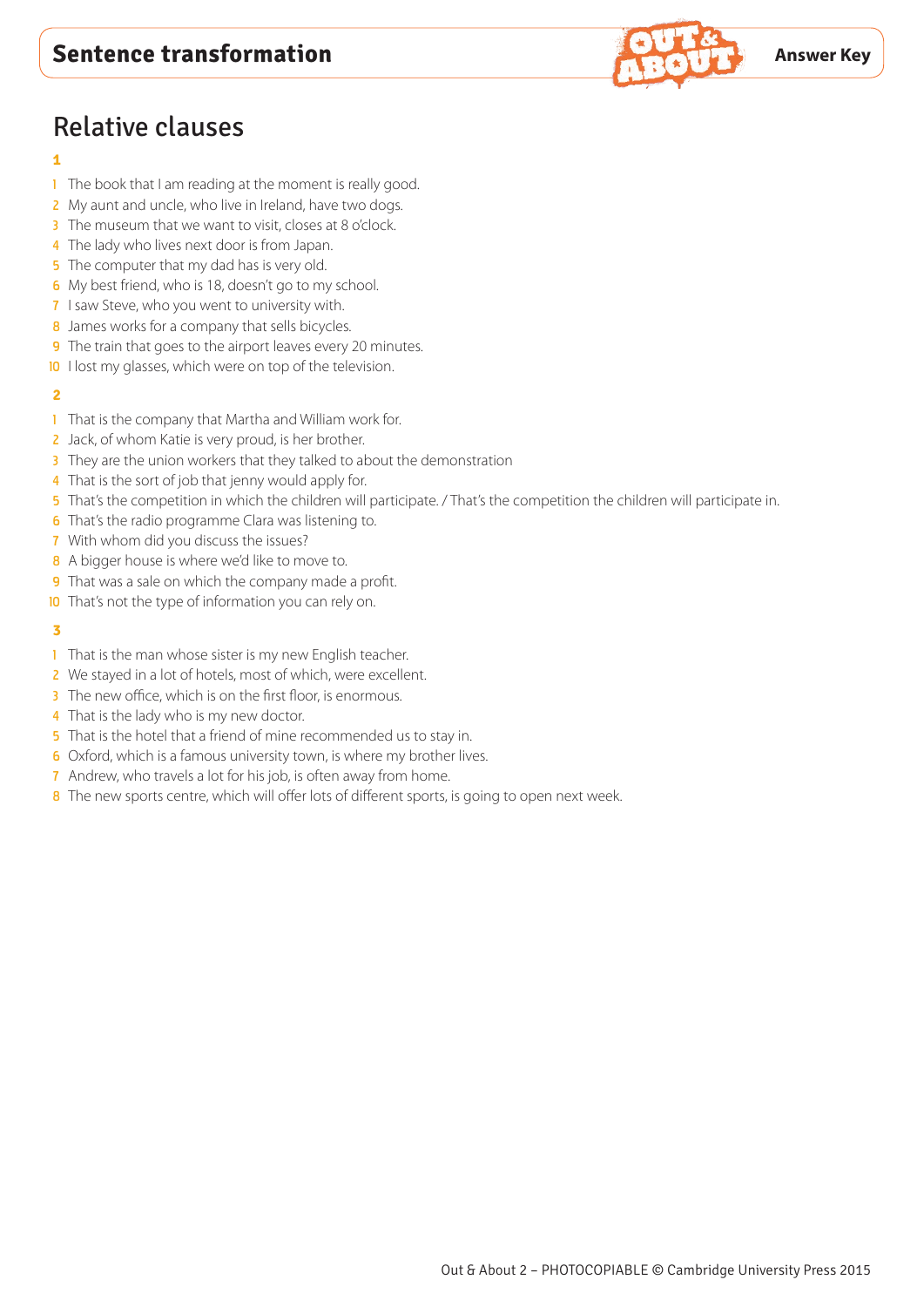# Sentence transformation

Answer Key

## Relative clauses

**1**

1. The book that I am reading at the moment is really good.
2. My aunt and uncle, who live in Ireland, have two dogs.
3. The museum that we want to visit, closes at 8 o'clock.
4. The lady who lives next door is from Japan.
5. The computer that my dad has is very old.
6. My best friend, who is 18, doesn't go to my school.
7. I saw Steve, who you went to university with.
8. James works for a company that sells bicycles.
9. The train that goes to the airport leaves every 20 minutes.
10. I lost my glasses, which were on top of the television.

**2**

1. That is the company that Martha and William work for.
2. Jack, of whom Katie is very proud, is her brother.
3. They are the union workers that they talked to about the demonstration
4. That is the sort of job that jenny would apply for.
5. That's the competition in which the children will participate. / That's the competition the children will participate in.
6. That's the radio programme Clara was listening to.
7. With whom did you discuss the issues?
8. A bigger house is where we'd like to move to.
9. That was a sale on which the company made a profit.
10. That's not the type of information you can rely on.

**3**

1. That is the man whose sister is my new English teacher.
2. We stayed in a lot of hotels, most of which, were excellent.
3. The new office, which is on the first floor, is enormous.
4. That is the lady who is my new doctor.
5. That is the hotel that a friend of mine recommended us to stay in.
6. Oxford, which is a famous university town, is where my brother lives.
7. Andrew, who travels a lot for his job, is often away from home.
8. The new sports centre, which will offer lots of different sports, is going to open next week.

Out & About 2 – PHOTOCOPIABLE © Cambridge University Press 2015